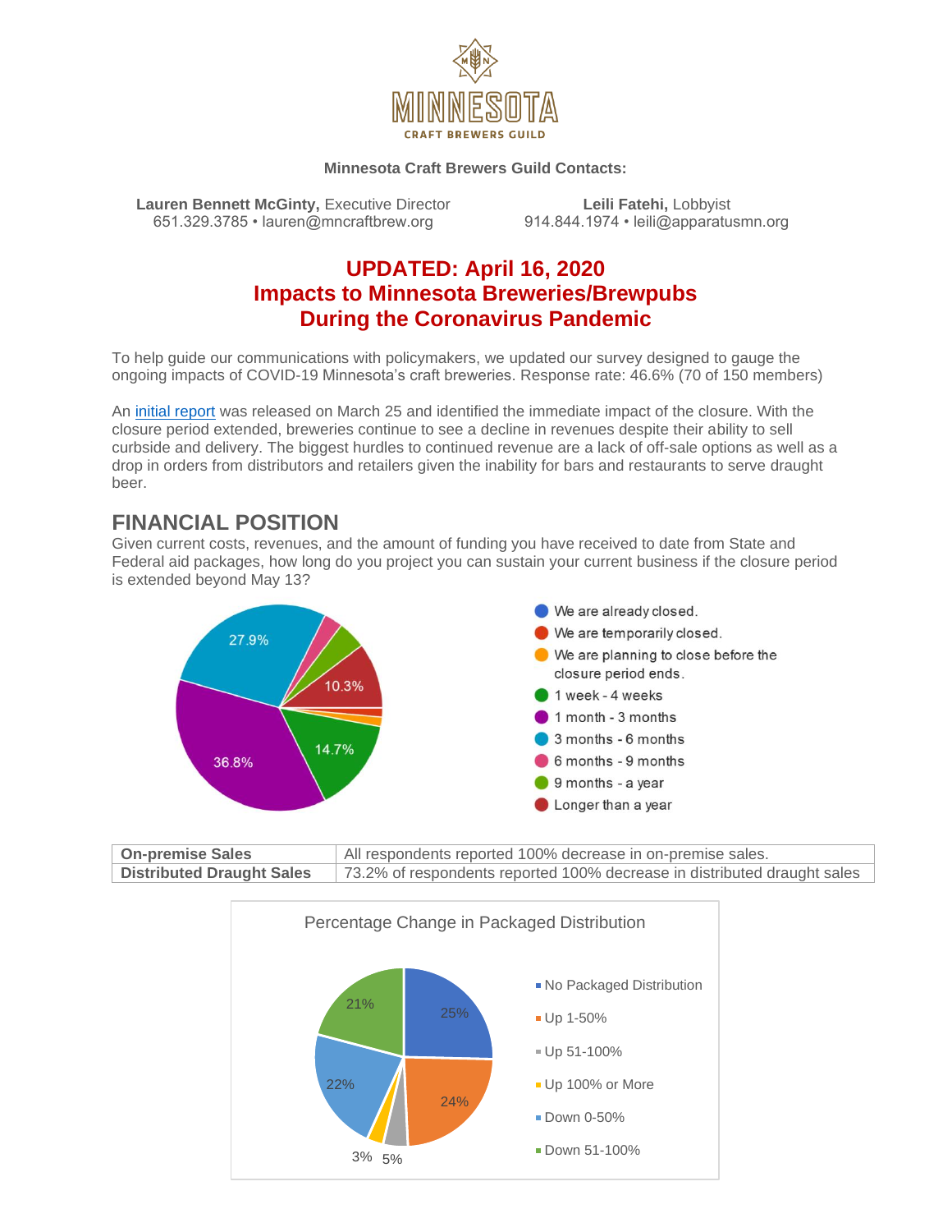MINNESOTA
CRAFT BREWERS GUILD

**Minnesota Craft Brewers Guild Contacts:**

**Lauren Bennett McGinty,** Executive Director
651.329.3785 • lauren@mncraftbrew.org

**Leili Fatehi,** Lobbyist
914.844.1974 • leili@apparatusmn.org

# UPDATED: April 16, 2020
# Impacts to Minnesota Breweries/Brewpubs During the Coronavirus Pandemic

To help guide our communications with policymakers, we updated our survey designed to gauge the ongoing impacts of COVID-19 Minnesota's craft breweries. Response rate: 46.6% (70 of 150 members)

An [initial report]() was released on March 25 and identified the immediate impact of the closure. With the closure period extended, breweries continue to see a decline in revenues despite their ability to sell curbside and delivery. The biggest hurdles to continued revenue are a lack of off-sale options as well as a drop in orders from distributors and retailers given the inability for bars and restaurants to serve draught beer.

## FINANCIAL POSITION

Given current costs, revenues, and the amount of funding you have received to date from State and Federal aid packages, how long do you project you can sustain your current business if the closure period is extended beyond May 13?

- We are already closed.
- We are temporarily closed.
- We are planning to close before the closure period ends.
- 1 week - 4 weeks: 14.7%
- 1 month - 3 months: 36.8%
- 3 months - 6 months: 27.9%
- 6 months - 9 months
- 9 months - a year
- Longer than a year: 10.3%

| **On-premise Sales** | All respondents reported 100% decrease in on-premise sales. |
|---|---|
| **Distributed Draught Sales** | 73.2% of respondents reported 100% decrease in distributed draught sales |

Percentage Change in Packaged Distribution

- No Packaged Distribution: 25%
- Up 1-50%: 24%
- Up 51-100%: 5%
- Up 100% or More: 3%
- Down 0-50%: 22%
- Down 51-100%: 21%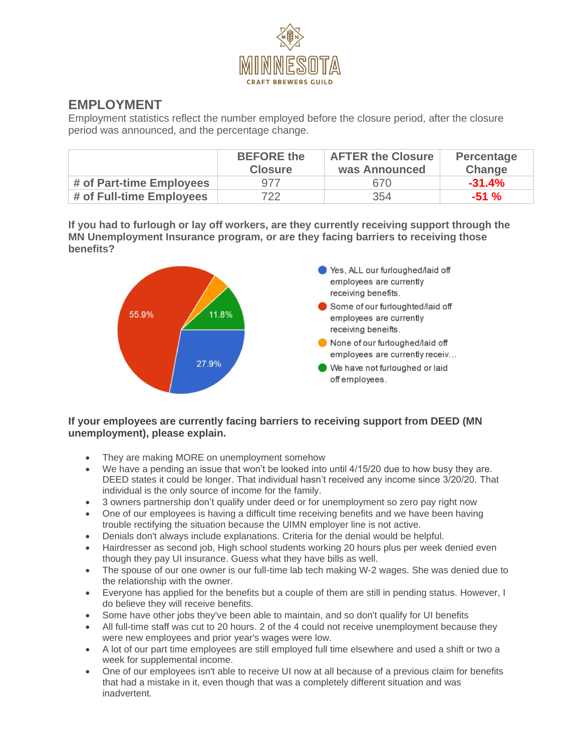MINNESOTA
CRAFT BREWERS GUILD

## EMPLOYMENT

Employment statistics reflect the number employed before the closure period, after the closure period was announced, and the percentage change.

| | BEFORE the Closure | AFTER the Closure was Announced | Percentage Change |
|---|---|---|---|
| # of Part-time Employees | 977 | 670 | -31.4% |
| # of Full-time Employees | 722 | 354 | -51 % |

**If you had to furlough or lay off workers, are they currently receiving support through the MN Unemployment Insurance program, or are they facing barriers to receiving those benefits?**

- Yes, ALL our furloughed/laid off employees are currently receiving benefits. — 27.9%
- Some of our furloughted/laid off employees are currently receiving beneifts. — 55.9%
- None of our furloughed/laid off employees are currently receiv...
- We have not furloughed or laid off employees. — 11.8%

**If your employees are currently facing barriers to receiving support from DEED (MN unemployment), please explain.**

- They are making MORE on unemployment somehow
- We have a pending an issue that won't be looked into until 4/15/20 due to how busy they are. DEED states it could be longer. That individual hasn't received any income since 3/20/20. That individual is the only source of income for the family.
- 3 owners partnership don't qualify under deed or for unemployment so zero pay right now
- One of our employees is having a difficult time receiving benefits and we have been having trouble rectifying the situation because the UIMN employer line is not active.
- Denials don't always include explanations. Criteria for the denial would be helpful.
- Hairdresser as second job, High school students working 20 hours plus per week denied even though they pay UI insurance. Guess what they have bills as well.
- The spouse of our one owner is our full-time lab tech making W-2 wages. She was denied due to the relationship with the owner.
- Everyone has applied for the benefits but a couple of them are still in pending status. However, I do believe they will receive benefits.
- Some have other jobs they've been able to maintain, and so don't qualify for UI benefits
- All full-time staff was cut to 20 hours. 2 of the 4 could not receive unemployment because they were new employees and prior year's wages were low.
- A lot of our part time employees are still employed full time elsewhere and used a shift or two a week for supplemental income.
- One of our employees isn't able to receive UI now at all because of a previous claim for benefits that had a mistake in it, even though that was a completely different situation and was inadvertent.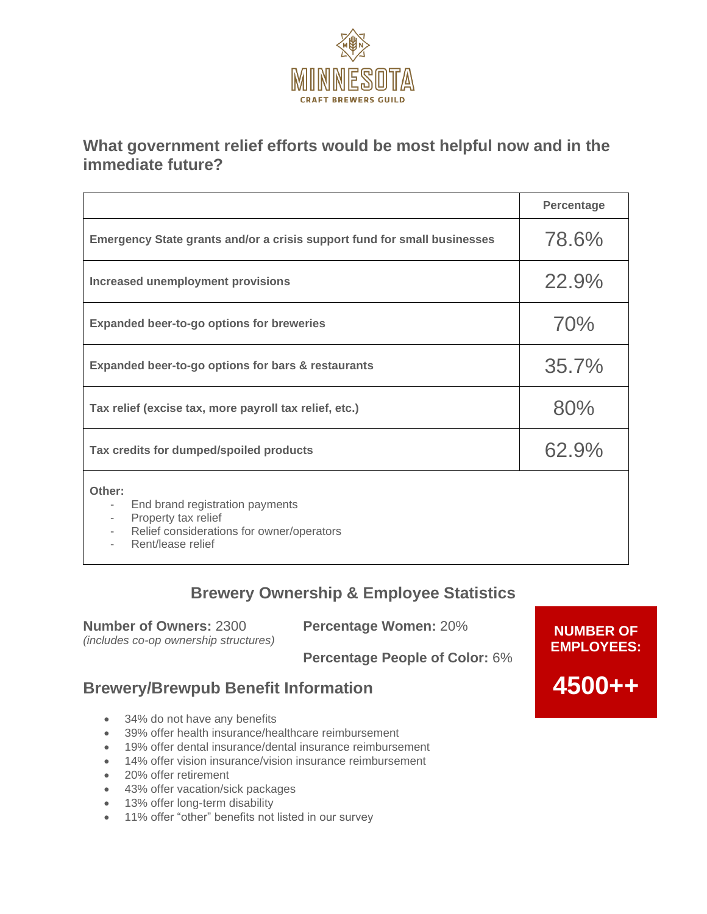MINNESOTA

CRAFT BREWERS GUILD

## What government relief efforts would be most helpful now and in the immediate future?

| | Percentage |
|---|---|
| **Emergency State grants and/or a crisis support fund for small businesses** | 78.6% |
| **Increased unemployment provisions** | 22.9% |
| **Expanded beer-to-go options for breweries** | 70% |
| **Expanded beer-to-go options for bars & restaurants** | 35.7% |
| **Tax relief (excise tax, more payroll tax relief, etc.)** | 80% |
| **Tax credits for dumped/spoiled products** | 62.9% |

**Other:**

- End brand registration payments
- Property tax relief
- Relief considerations for owner/operators
- Rent/lease relief

## Brewery Ownership & Employee Statistics

**Number of Owners:** 2300
*(includes co-op ownership structures)*

**Percentage Women:** 20%

**Percentage People of Color:** 6%

**NUMBER OF EMPLOYEES:**

**4500++**

## Brewery/Brewpub Benefit Information

- 34% do not have any benefits
- 39% offer health insurance/healthcare reimbursement
- 19% offer dental insurance/dental insurance reimbursement
- 14% offer vision insurance/vision insurance reimbursement
- 20% offer retirement
- 43% offer vacation/sick packages
- 13% offer long-term disability
- 11% offer "other" benefits not listed in our survey